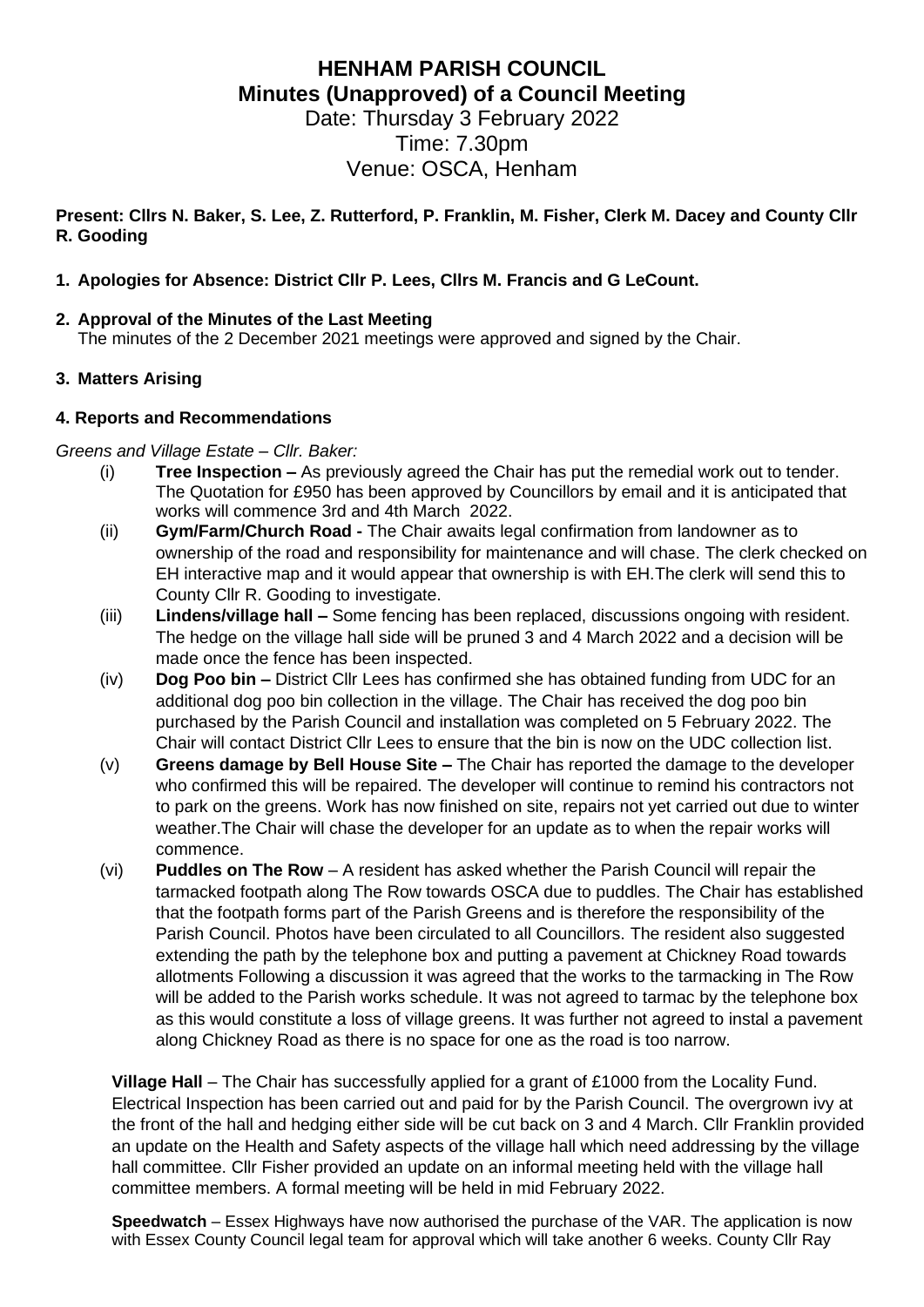# HENHAM PARISH COUNCIL

## Minutes (Unapproved) of a Council Meeting

Date: Thursday 3 February 2022
Time: 7.30pm
Venue: OSCA, Henham

**Present: Cllrs N. Baker, S. Lee, Z. Rutterford, P. Franklin, M. Fisher, Clerk M. Dacey and County Cllr R. Gooding**

**1. Apologies for Absence: District Cllr P. Lees, Cllrs M. Francis and G LeCount.**

**2. Approval of the Minutes of the Last Meeting**
The minutes of the 2 December 2021 meetings were approved and signed by the Chair.

**3. Matters Arising**

**4. Reports and Recommendations**

*Greens and Village Estate – Cllr. Baker:*

(i) **Tree Inspection –** As previously agreed the Chair has put the remedial work out to tender. The Quotation for £950 has been approved by Councillors by email and it is anticipated that works will commence 3rd and 4th March 2022.

(ii) **Gym/Farm/Church Road -** The Chair awaits legal confirmation from landowner as to ownership of the road and responsibility for maintenance and will chase. The clerk checked on EH interactive map and it would appear that ownership is with EH.The clerk will send this to County Cllr R. Gooding to investigate.

(iii) **Lindens/village hall –** Some fencing has been replaced, discussions ongoing with resident. The hedge on the village hall side will be pruned 3 and 4 March 2022 and a decision will be made once the fence has been inspected.

(iv) **Dog Poo bin –** District Cllr Lees has confirmed she has obtained funding from UDC for an additional dog poo bin collection in the village. The Chair has received the dog poo bin purchased by the Parish Council and installation was completed on 5 February 2022. The Chair will contact District Cllr Lees to ensure that the bin is now on the UDC collection list.

(v) **Greens damage by Bell House Site –** The Chair has reported the damage to the developer who confirmed this will be repaired. The developer will continue to remind his contractors not to park on the greens. Work has now finished on site, repairs not yet carried out due to winter weather.The Chair will chase the developer for an update as to when the repair works will commence.

(vi) **Puddles on The Row** – A resident has asked whether the Parish Council will repair the tarmacked footpath along The Row towards OSCA due to puddles. The Chair has established that the footpath forms part of the Parish Greens and is therefore the responsibility of the Parish Council. Photos have been circulated to all Councillors. The resident also suggested extending the path by the telephone box and putting a pavement at Chickney Road towards allotments Following a discussion it was agreed that the works to the tarmacking in The Row will be added to the Parish works schedule. It was not agreed to tarmac by the telephone box as this would constitute a loss of village greens. It was further not agreed to instal a pavement along Chickney Road as there is no space for one as the road is too narrow.

**Village Hall** – The Chair has successfully applied for a grant of £1000 from the Locality Fund. Electrical Inspection has been carried out and paid for by the Parish Council. The overgrown ivy at the front of the hall and hedging either side will be cut back on 3 and 4 March. Cllr Franklin provided an update on the Health and Safety aspects of the village hall which need addressing by the village hall committee. Cllr Fisher provided an update on an informal meeting held with the village hall committee members. A formal meeting will be held in mid February 2022.

**Speedwatch** – Essex Highways have now authorised the purchase of the VAR. The application is now with Essex County Council legal team for approval which will take another 6 weeks. County Cllr Ray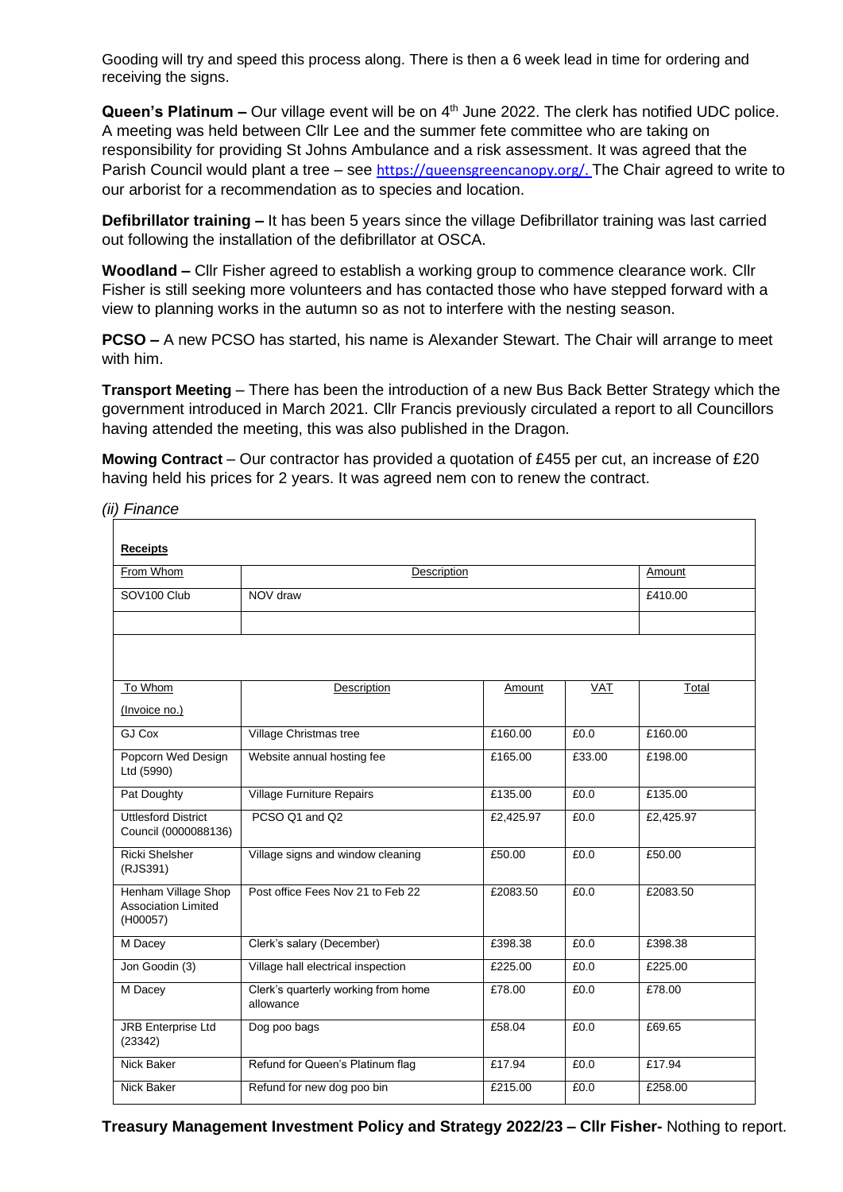Gooding will try and speed this process along. There is then a 6 week lead in time for ordering and receiving the signs.

**Queen's Platinum –** Our village event will be on 4th June 2022. The clerk has notified UDC police. A meeting was held between Cllr Lee and the summer fete committee who are taking on responsibility for providing St Johns Ambulance and a risk assessment. It was agreed that the Parish Council would plant a tree – see https://queensgreencanopy.org/. The Chair agreed to write to our arborist for a recommendation as to species and location.

**Defibrillator training –** It has been 5 years since the village Defibrillator training was last carried out following the installation of the defibrillator at OSCA.

**Woodland –** Cllr Fisher agreed to establish a working group to commence clearance work. Cllr Fisher is still seeking more volunteers and has contacted those who have stepped forward with a view to planning works in the autumn so as not to interfere with the nesting season.

**PCSO –** A new PCSO has started, his name is Alexander Stewart. The Chair will arrange to meet with him.

**Transport Meeting** – There has been the introduction of a new Bus Back Better Strategy which the government introduced in March 2021. Cllr Francis previously circulated a report to all Councillors having attended the meeting, this was also published in the Dragon.

**Mowing Contract** – Our contractor has provided a quotation of £455 per cut, an increase of £20 having held his prices for 2 years. It was agreed nem con to renew the contract.

*(ii) Finance*

**Receipts**

| From Whom | Description | Amount |
|---|---|---|
| SOV100 Club | NOV draw | £410.00 |
| | | |

| To Whom (Invoice no.) | Description | Amount | VAT | Total |
|---|---|---|---|---|
| GJ Cox | Village Christmas tree | £160.00 | £0.0 | £160.00 |
| Popcorn Wed Design Ltd (5990) | Website annual hosting fee | £165.00 | £33.00 | £198.00 |
| Pat Doughty | Village Furniture Repairs | £135.00 | £0.0 | £135.00 |
| Uttlesford District Council (0000088136) | PCSO Q1 and Q2 | £2,425.97 | £0.0 | £2,425.97 |
| Ricki Shelsher (RJS391) | Village signs and window cleaning | £50.00 | £0.0 | £50.00 |
| Henham Village Shop Association Limited (H00057) | Post office Fees Nov 21 to Feb 22 | £2083.50 | £0.0 | £2083.50 |
| M Dacey | Clerk's salary (December) | £398.38 | £0.0 | £398.38 |
| Jon Goodin (3) | Village hall electrical inspection | £225.00 | £0.0 | £225.00 |
| M Dacey | Clerk's quarterly working from home allowance | £78.00 | £0.0 | £78.00 |
| JRB Enterprise Ltd (23342) | Dog poo bags | £58.04 | £0.0 | £69.65 |
| Nick Baker | Refund for Queen's Platinum flag | £17.94 | £0.0 | £17.94 |
| Nick Baker | Refund for new dog poo bin | £215.00 | £0.0 | £258.00 |

**Treasury Management Investment Policy and Strategy 2022/23 – Cllr Fisher-** Nothing to report.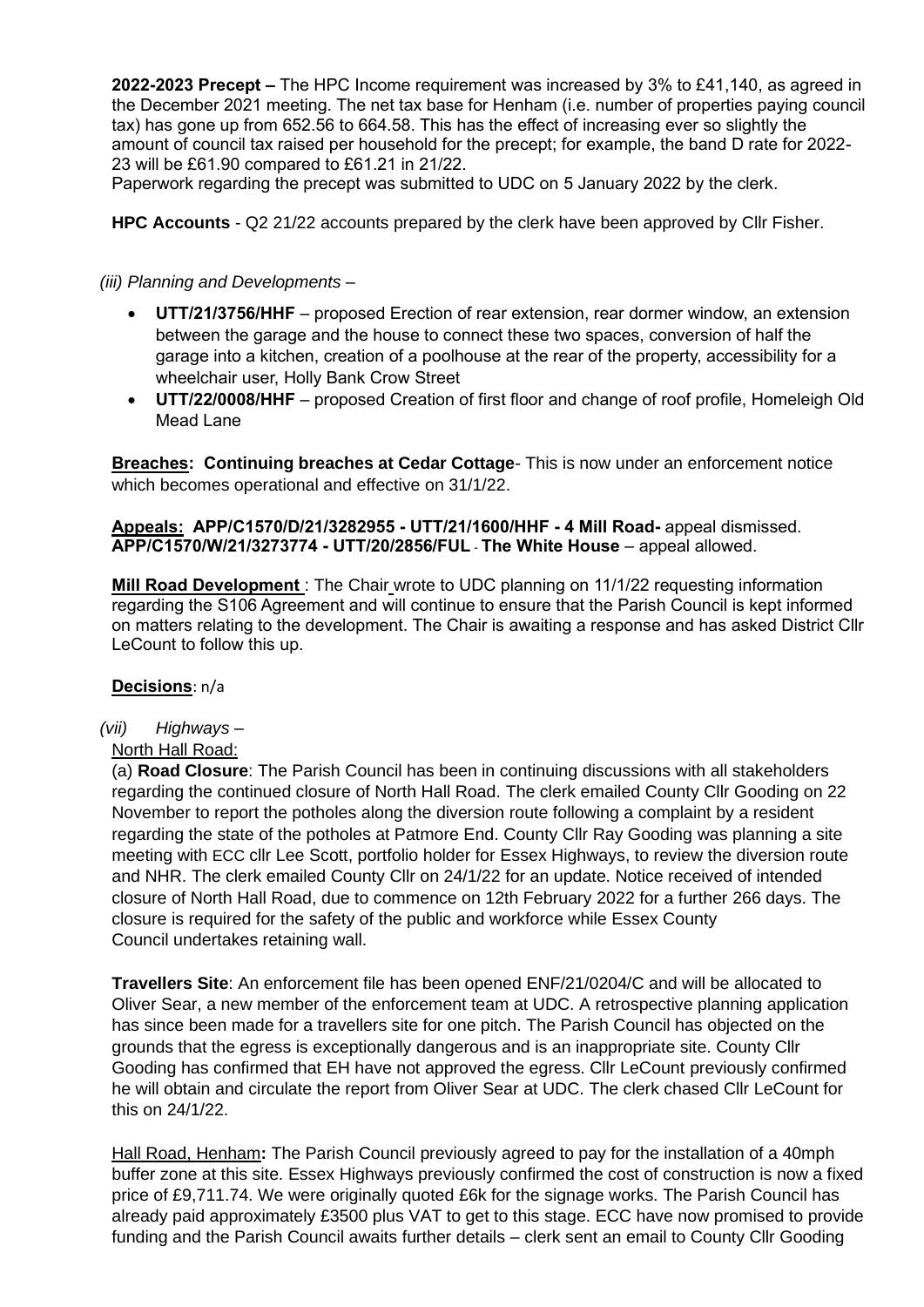**2022-2023 Precept –** The HPC Income requirement was increased by 3% to £41,140, as agreed in the December 2021 meeting. The net tax base for Henham (i.e. number of properties paying council tax) has gone up from 652.56 to 664.58. This has the effect of increasing ever so slightly the amount of council tax raised per household for the precept; for example, the band D rate for 2022-23 will be £61.90 compared to £61.21 in 21/22.
Paperwork regarding the precept was submitted to UDC on 5 January 2022 by the clerk.

**HPC Accounts** - Q2 21/22 accounts prepared by the clerk have been approved by Cllr Fisher.

*(iii) Planning and Developments –*

- **UTT/21/3756/HHF** – proposed Erection of rear extension, rear dormer window, an extension between the garage and the house to connect these two spaces, conversion of half the garage into a kitchen, creation of a poolhouse at the rear of the property, accessibility for a wheelchair user, Holly Bank Crow Street
- **UTT/22/0008/HHF** – proposed Creation of first floor and change of roof profile, Homeleigh Old Mead Lane

**Breaches: Continuing breaches at Cedar Cottage**- This is now under an enforcement notice which becomes operational and effective on 31/1/22.

**Appeals: APP/C1570/D/21/3282955 - UTT/21/1600/HHF - 4 Mill Road-** appeal dismissed.
**APP/C1570/W/21/3273774 - UTT/20/2856/FUL - The White House** – appeal allowed.

**Mill Road Development** : The Chair wrote to UDC planning on 11/1/22 requesting information regarding the S106 Agreement and will continue to ensure that the Parish Council is kept informed on matters relating to the development. The Chair is awaiting a response and has asked District Cllr LeCount to follow this up.

**Decisions**: n/a

*(vii) Highways –*

North Hall Road:

(a) **Road Closure**: The Parish Council has been in continuing discussions with all stakeholders regarding the continued closure of North Hall Road. The clerk emailed County Cllr Gooding on 22 November to report the potholes along the diversion route following a complaint by a resident regarding the state of the potholes at Patmore End. County Cllr Ray Gooding was planning a site meeting with ECC cllr Lee Scott, portfolio holder for Essex Highways, to review the diversion route and NHR. The clerk emailed County Cllr on 24/1/22 for an update. Notice received of intended closure of North Hall Road, due to commence on 12th February 2022 for a further 266 days. The closure is required for the safety of the public and workforce while Essex County Council undertakes retaining wall.

**Travellers Site**: An enforcement file has been opened ENF/21/0204/C and will be allocated to Oliver Sear, a new member of the enforcement team at UDC. A retrospective planning application has since been made for a travellers site for one pitch. The Parish Council has objected on the grounds that the egress is exceptionally dangerous and is an inappropriate site. County Cllr Gooding has confirmed that EH have not approved the egress. Cllr LeCount previously confirmed he will obtain and circulate the report from Oliver Sear at UDC. The clerk chased Cllr LeCount for this on 24/1/22.

Hall Road, Henham**:** The Parish Council previously agreed to pay for the installation of a 40mph buffer zone at this site. Essex Highways previously confirmed the cost of construction is now a fixed price of £9,711.74. We were originally quoted £6k for the signage works. The Parish Council has already paid approximately £3500 plus VAT to get to this stage. ECC have now promised to provide funding and the Parish Council awaits further details – clerk sent an email to County Cllr Gooding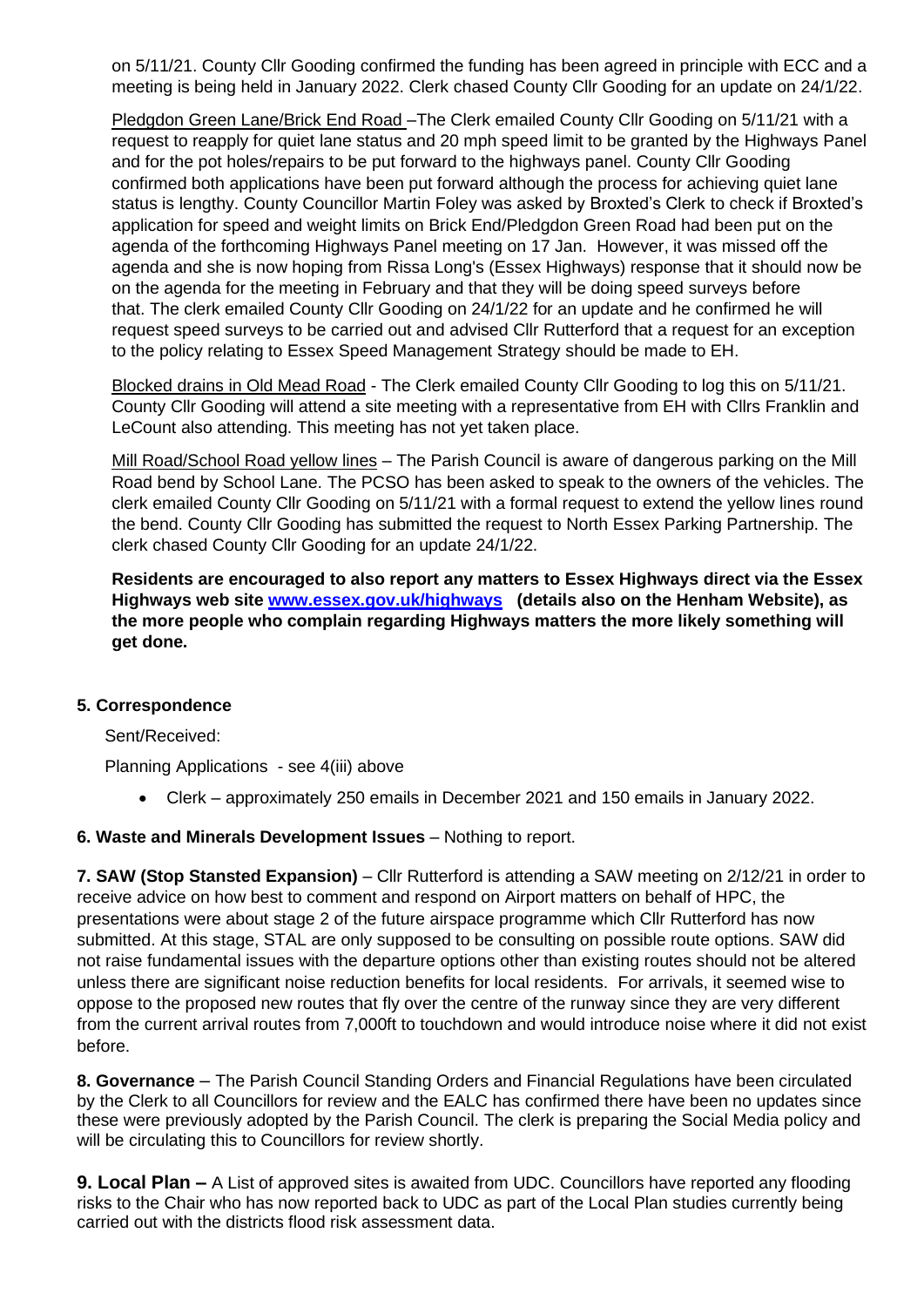on 5/11/21. County Cllr Gooding confirmed the funding has been agreed in principle with ECC and a meeting is being held in January 2022. Clerk chased County Cllr Gooding for an update on 24/1/22.

Pledgdon Green Lane/Brick End Road –The Clerk emailed County Cllr Gooding on 5/11/21 with a request to reapply for quiet lane status and 20 mph speed limit to be granted by the Highways Panel and for the pot holes/repairs to be put forward to the highways panel. County Cllr Gooding confirmed both applications have been put forward although the process for achieving quiet lane status is lengthy. County Councillor Martin Foley was asked by Broxted's Clerk to check if Broxted's application for speed and weight limits on Brick End/Pledgdon Green Road had been put on the agenda of the forthcoming Highways Panel meeting on 17 Jan. However, it was missed off the agenda and she is now hoping from Rissa Long's (Essex Highways) response that it should now be on the agenda for the meeting in February and that they will be doing speed surveys before that. The clerk emailed County Cllr Gooding on 24/1/22 for an update and he confirmed he will request speed surveys to be carried out and advised Cllr Rutterford that a request for an exception to the policy relating to Essex Speed Management Strategy should be made to EH.

Blocked drains in Old Mead Road - The Clerk emailed County Cllr Gooding to log this on 5/11/21. County Cllr Gooding will attend a site meeting with a representative from EH with Cllrs Franklin and LeCount also attending. This meeting has not yet taken place.

Mill Road/School Road yellow lines – The Parish Council is aware of dangerous parking on the Mill Road bend by School Lane. The PCSO has been asked to speak to the owners of the vehicles. The clerk emailed County Cllr Gooding on 5/11/21 with a formal request to extend the yellow lines round the bend. County Cllr Gooding has submitted the request to North Essex Parking Partnership. The clerk chased County Cllr Gooding for an update 24/1/22.

**Residents are encouraged to also report any matters to Essex Highways direct via the Essex Highways web site www.essex.gov.uk/highways (details also on the Henham Website), as the more people who complain regarding Highways matters the more likely something will get done.**

**5. Correspondence**

Sent/Received:

Planning Applications - see 4(iii) above

- Clerk – approximately 250 emails in December 2021 and 150 emails in January 2022.

**6. Waste and Minerals Development Issues** – Nothing to report.

**7. SAW (Stop Stansted Expansion)** – Cllr Rutterford is attending a SAW meeting on 2/12/21 in order to receive advice on how best to comment and respond on Airport matters on behalf of HPC, the presentations were about stage 2 of the future airspace programme which Cllr Rutterford has now submitted. At this stage, STAL are only supposed to be consulting on possible route options. SAW did not raise fundamental issues with the departure options other than existing routes should not be altered unless there are significant noise reduction benefits for local residents. For arrivals, it seemed wise to oppose to the proposed new routes that fly over the centre of the runway since they are very different from the current arrival routes from 7,000ft to touchdown and would introduce noise where it did not exist before.

**8. Governance** – The Parish Council Standing Orders and Financial Regulations have been circulated by the Clerk to all Councillors for review and the EALC has confirmed there have been no updates since these were previously adopted by the Parish Council. The clerk is preparing the Social Media policy and will be circulating this to Councillors for review shortly.

**9. Local Plan –** A List of approved sites is awaited from UDC. Councillors have reported any flooding risks to the Chair who has now reported back to UDC as part of the Local Plan studies currently being carried out with the districts flood risk assessment data.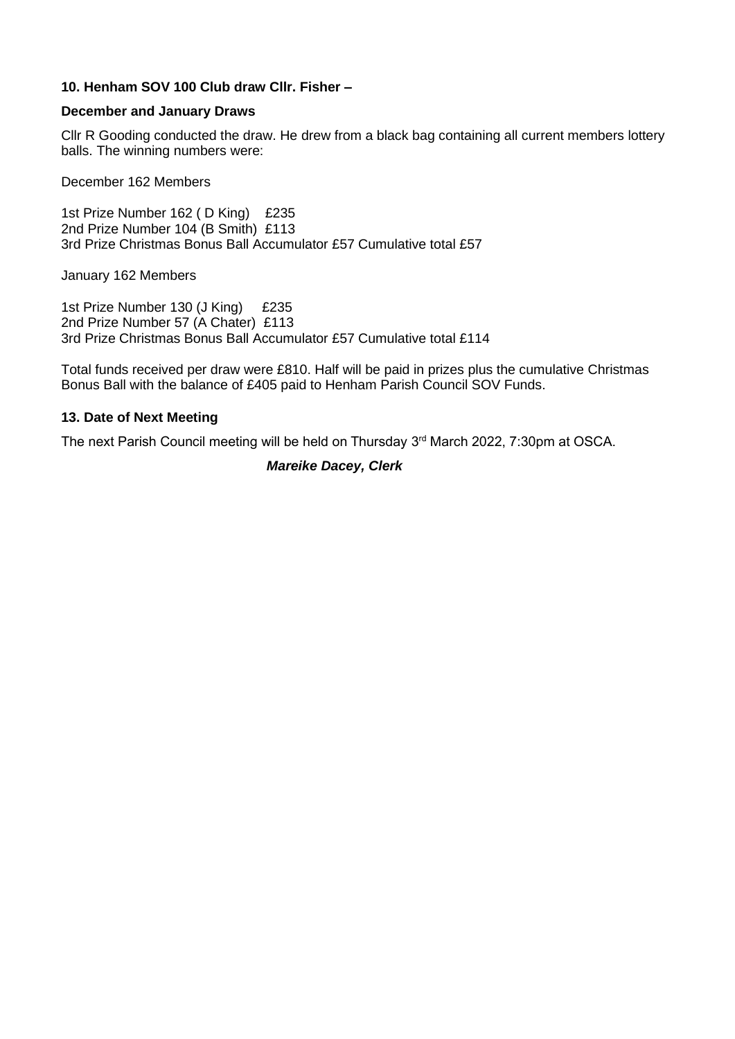### 10. Henham SOV 100 Club draw Cllr. Fisher –

**December and January Draws**

Cllr R Gooding conducted the draw. He drew from a black bag containing all current members lottery balls. The winning numbers were:

December 162 Members

1st Prize Number 162 ( D King) £235
2nd Prize Number 104 (B Smith) £113
3rd Prize Christmas Bonus Ball Accumulator £57 Cumulative total £57

January 162 Members

1st Prize Number 130 (J King) £235
2nd Prize Number 57 (A Chater) £113
3rd Prize Christmas Bonus Ball Accumulator £57 Cumulative total £114

Total funds received per draw were £810. Half will be paid in prizes plus the cumulative Christmas Bonus Ball with the balance of £405 paid to Henham Parish Council SOV Funds.

### 13. Date of Next Meeting

The next Parish Council meeting will be held on Thursday 3rd March 2022, 7:30pm at OSCA.

***Mareike Dacey, Clerk***